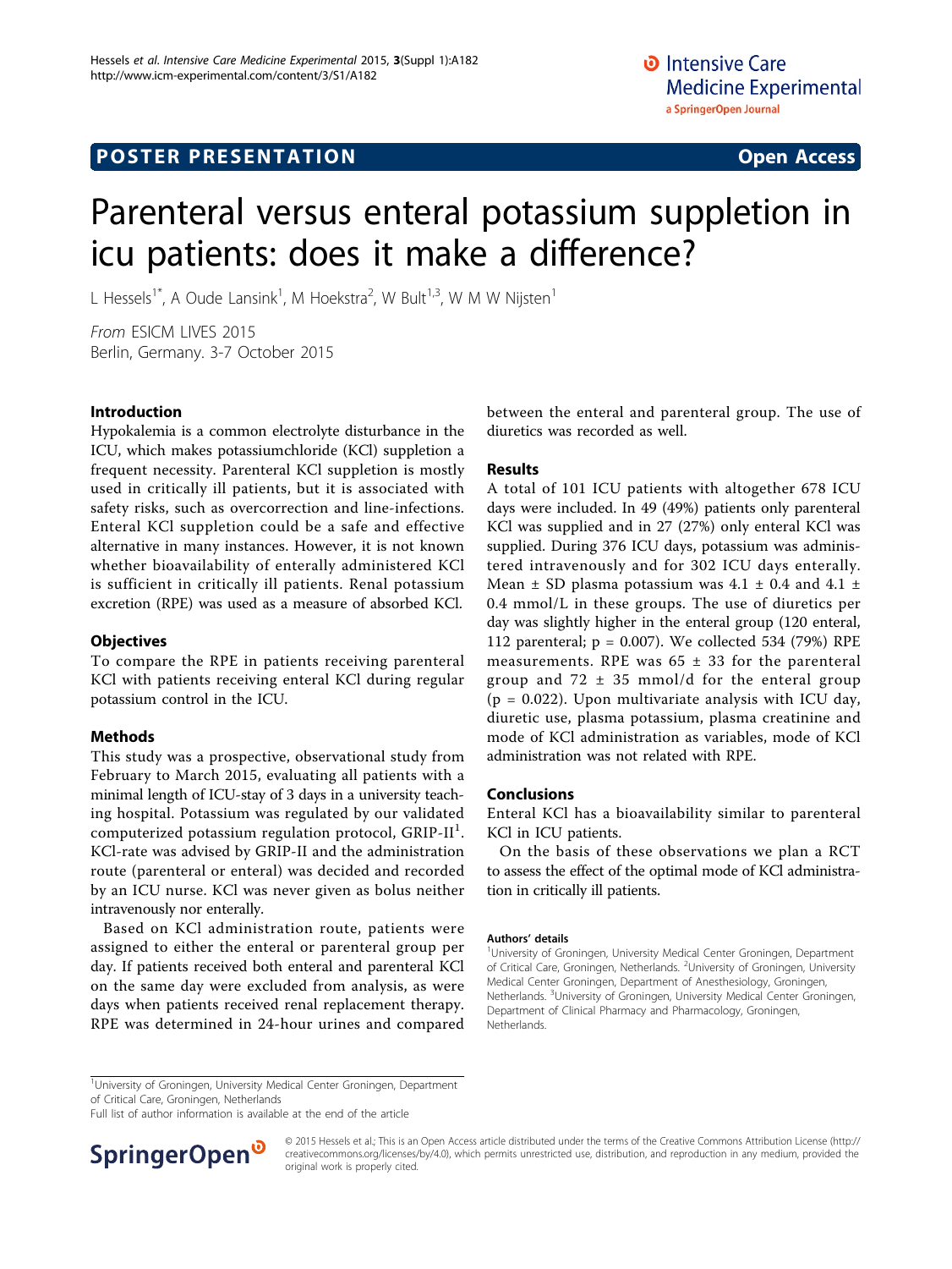POSTER PRESENTATION — Open Access

# Parenteral versus enteral potassium suppletion in icu patients: does it make a difference?

L Hessels[1*], A Oude Lansink[1], M Hoekstra[2], W Bult[1,3], W M W Nijsten[1]

*From* ESICM LIVES 2015
Berlin, Germany. 3-7 October 2015

## Introduction

Hypokalemia is a common electrolyte disturbance in the ICU, which makes potassiumchloride (KCl) suppletion a frequent necessity. Parenteral KCl suppletion is mostly used in critically ill patients, but it is associated with safety risks, such as overcorrection and line-infections. Enteral KCl suppletion could be a safe and effective alternative in many instances. However, it is not known whether bioavailability of enterally administered KCl is sufficient in critically ill patients. Renal potassium excretion (RPE) was used as a measure of absorbed KCl.

## Objectives

To compare the RPE in patients receiving parenteral KCl with patients receiving enteral KCl during regular potassium control in the ICU.

## Methods

This study was a prospective, observational study from February to March 2015, evaluating all patients with a minimal length of ICU-stay of 3 days in a university teaching hospital. Potassium was regulated by our validated computerized potassium regulation protocol, GRIP-II[1]. KCl-rate was advised by GRIP-II and the administration route (parenteral or enteral) was decided and recorded by an ICU nurse. KCl was never given as bolus neither intravenously nor enterally.

Based on KCl administration route, patients were assigned to either the enteral or parenteral group per day. If patients received both enteral and parenteral KCl on the same day were excluded from analysis, as were days when patients received renal replacement therapy. RPE was determined in 24-hour urines and compared between the enteral and parenteral group. The use of diuretics was recorded as well.

## Results

A total of 101 ICU patients with altogether 678 ICU days were included. In 49 (49%) patients only parenteral KCl was supplied and in 27 (27%) only enteral KCl was supplied. During 376 ICU days, potassium was administered intravenously and for 302 ICU days enterally. Mean ± SD plasma potassium was 4.1 ± 0.4 and 4.1 ± 0.4 mmol/L in these groups. The use of diuretics per day was slightly higher in the enteral group (120 enteral, 112 parenteral; $p = 0.007$). We collected 534 (79%) RPE measurements. RPE was 65 ± 33 for the parenteral group and 72 ± 35 mmol/d for the enteral group ($p = 0.022$). Upon multivariate analysis with ICU day, diuretic use, plasma potassium, plasma creatinine and mode of KCl administration as variables, mode of KCl administration was not related with RPE.

## Conclusions

Enteral KCl has a bioavailability similar to parenteral KCl in ICU patients.

On the basis of these observations we plan a RCT to assess the effect of the optimal mode of KCl administration in critically ill patients.

#### Authors' details

[1]University of Groningen, University Medical Center Groningen, Department of Critical Care, Groningen, Netherlands. [2]University of Groningen, University Medical Center Groningen, Department of Anesthesiology, Groningen, Netherlands. [3]University of Groningen, University Medical Center Groningen, Department of Clinical Pharmacy and Pharmacology, Groningen, Netherlands.

[1]University of Groningen, University Medical Center Groningen, Department of Critical Care, Groningen, Netherlands
Full list of author information is available at the end of the article

© 2015 Hessels et al.; This is an Open Access article distributed under the terms of the Creative Commons Attribution License (http://creativecommons.org/licenses/by/4.0), which permits unrestricted use, distribution, and reproduction in any medium, provided the original work is properly cited.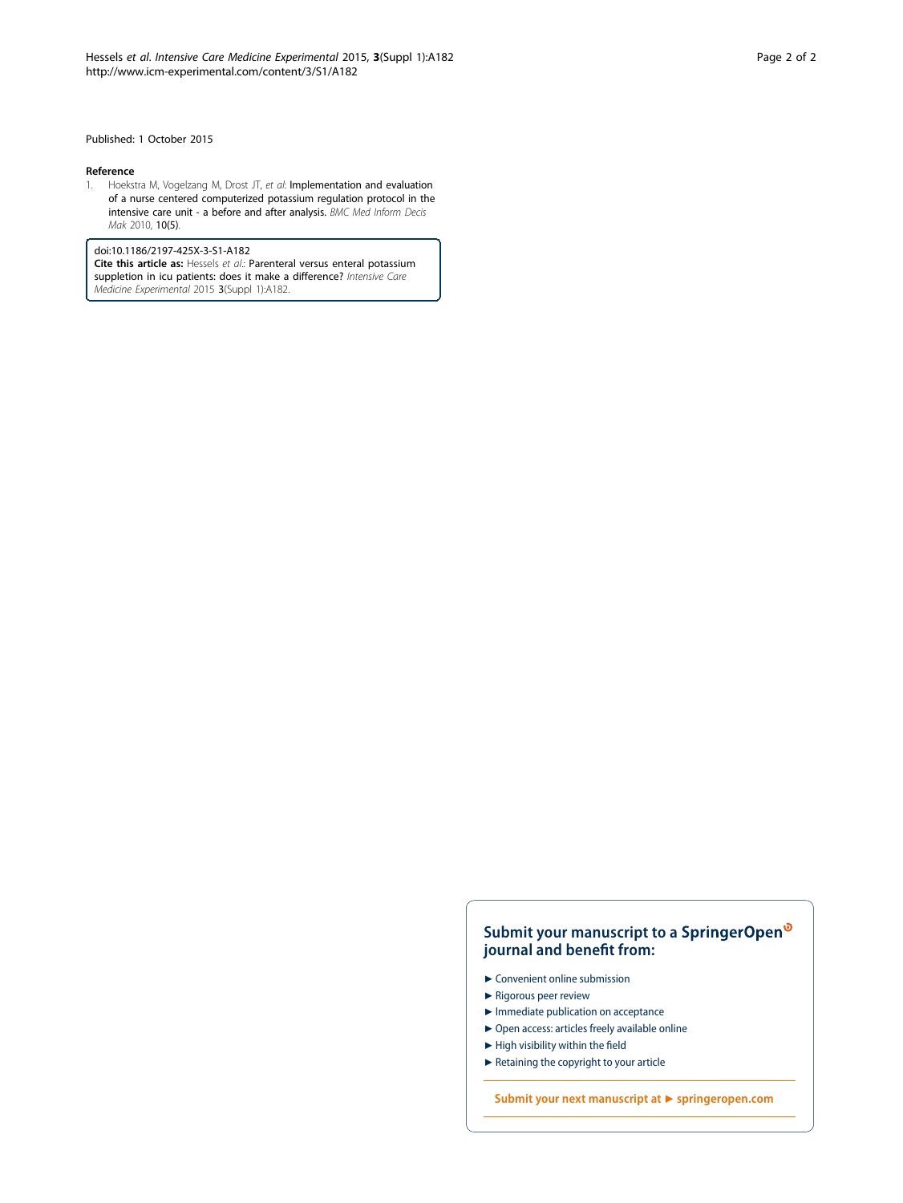Published: 1 October 2015

**Reference**

1. Hoekstra M, Vogelzang M, Drost JT, *et al*: **Implementation and evaluation of a nurse centered computerized potassium regulation protocol in the intensive care unit - a before and after analysis.** *BMC Med Inform Decis Mak* 2010, **10(5)**.

doi:10.1186/2197-425X-3-S1-A182
**Cite this article as:** Hessels *et al.*: Parenteral versus enteral potassium suppletion in icu patients: does it make a difference? *Intensive Care Medicine Experimental* 2015 **3**(Suppl 1):A182.

**Submit your manuscript to a SpringerOpen journal and benefit from:**

- ► Convenient online submission
- ► Rigorous peer review
- ► Immediate publication on acceptance
- ► Open access: articles freely available online
- ► High visibility within the field
- ► Retaining the copyright to your article

**Submit your next manuscript at ► springeropen.com**